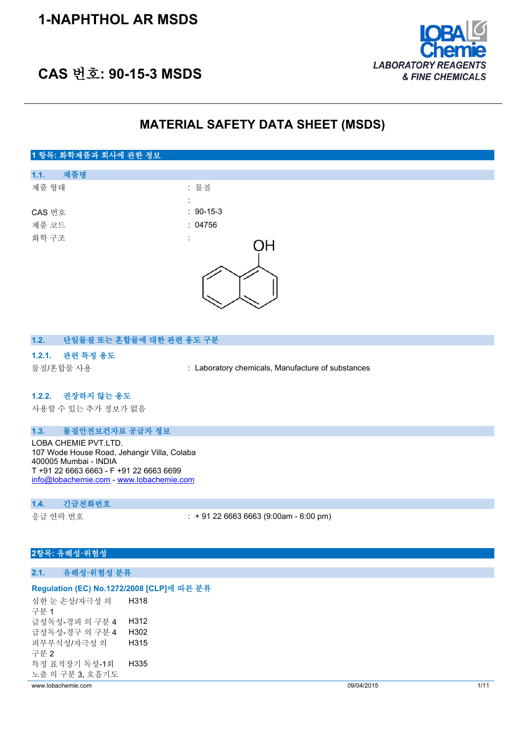# 1-NAPHTHOL AR MSDS

## CAS 번호: 90-15-3 MSDS

LOBA Chemie
LABORATORY REAGENTS & FINE CHEMICALS

# MATERIAL SAFETY DATA SHEET (MSDS)

## 1 항목: 화학제품과 회사에 관한 정보

### 1.1. 제품명

| | |
|---|---|
| 제품 형태 | : 물질 |
| | : |
| CAS 번호 | : 90-15-3 |
| 제품 코드 | : 04756 |
| 화학 구조 | : |

### 1.2. 단일물질 또는 혼합물에 대한 관련 용도 구분

#### 1.2.1. 관련 특정 용도

물질/혼합물 사용 : Laboratory chemicals, Manufacture of substances

#### 1.2.2. 권장하지 않는 용도

사용할 수 있는 추가 정보가 없음

### 1.3. 물질안전보건자료 공급자 정보

LOBA CHEMIE PVT.LTD.
107 Wode House Road, Jehangir Villa, Colaba
400005 Mumbai - INDIA
T +91 22 6663 6663 - F +91 22 6663 6699
info@lobachemie.com - www.lobachemie.com

### 1.4. 긴급전화번호

응급 연락 번호 : + 91 22 6663 6663 (9:00am - 6:00 pm)

## 2항목: 유해성·위험성

### 2.1. 유해성·위험성 분류

**Regulation (EC) No.1272/2008 [CLP]에 따른 분류**

| | |
|---|---|
| 심한 눈 손상/자극성 의 구분 1 | H318 |
| 급성독성-경피 의 구분 4 | H312 |
| 급성독성-경구 의 구분 4 | H302 |
| 피부부식성/자극성 의 구분 2 | H315 |
| 특정 표적장기 독성-1회 노출 의 구분 3, 호흡기도 | H335 |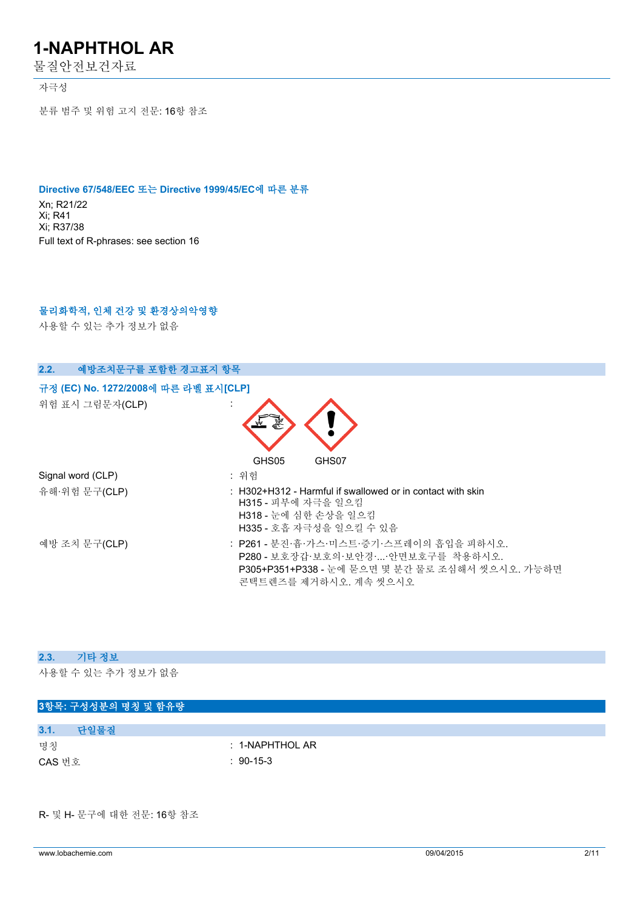자극성

분류 범주 및 위험 고지 전문: 16항 참조

**Directive 67/548/EEC 또는 Directive 1999/45/EC에 따른 분류**

Xn; R21/22
Xi; R41
Xi; R37/38
Full text of R-phrases: see section 16

**물리화학적, 인체 건강 및 환경상의악영향**

사용할 수 있는 추가 정보가 없음

## 2.2. 예방조치문구를 포함한 경고표지 항목

**규정 (EC) No. 1272/2008에 따른 라벨 표시[CLP]**

위험 표시 그림문자(CLP) :

GHS05 GHS07

Signal word (CLP) : 위험

유해·위험 문구(CLP) : H302+H312 - Harmful if swallowed or in contact with skin
H315 - 피부에 자극을 일으킴
H318 - 눈에 심한 손상을 일으킴
H335 - 호흡 자극성을 일으킬 수 있음

예방 조치 문구(CLP) : P261 - 분진·흄·가스·미스트·증기·스프레이의 흡입을 피하시오.
P280 - 보호장갑·보호의·보안경·...·안면보호구를 착용하시오.
P305+P351+P338 - 눈에 묻으면 몇 분간 물로 조심해서 씻으시오. 가능하면 콘택트렌즈를 제거하시오. 계속 씻으시오

## 2.3. 기타 정보

사용할 수 있는 추가 정보가 없음

# 3항목: 구성성분의 명칭 및 함유량

## 3.1. 단일물질

명칭 : 1-NAPHTHOL AR
CAS 번호 : 90-15-3

R- 및 H- 문구에 대한 전문: 16항 참조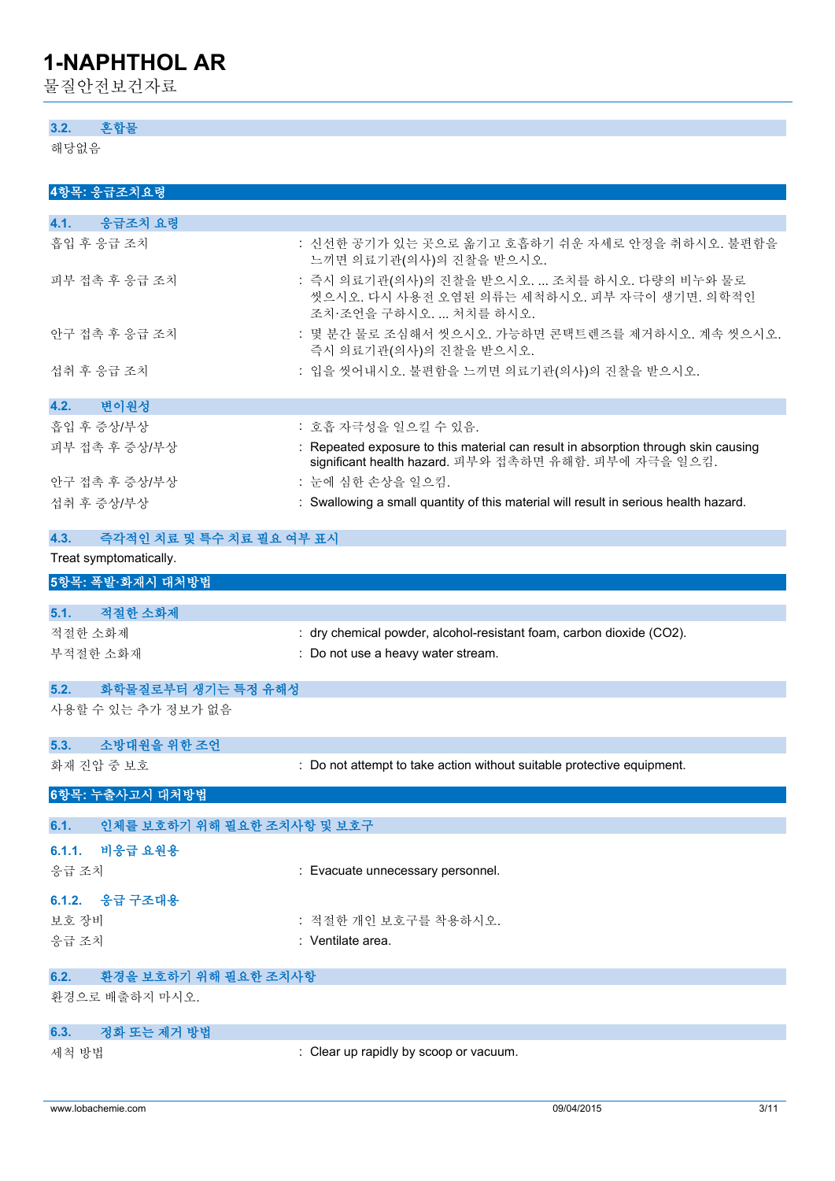### 3.2. 혼합물

해당없음

## 4항목: 응급조치요령

### 4.1. 응급조치 요령

| | |
|---|---|
| 흡입 후 응급 조치 | : 신선한 공기가 있는 곳으로 옮기고 호흡하기 쉬운 자세로 안정을 취하시오. 불편함을 느끼면 의료기관(의사)의 진찰을 받으시오. |
| 피부 접촉 후 응급 조치 | : 즉시 의료기관(의사)의 진찰을 받으시오. ... 조치를 하시오. 다량의 비누와 물로 씻으시오. 다시 사용전 오염된 의류는 세척하시오. 피부 자극이 생기면, 의학적인 조치·조언을 구하시오. ... 처치를 하시오. |
| 안구 접촉 후 응급 조치 | : 몇 분간 물로 조심해서 씻으시오. 가능하면 콘택트렌즈를 제거하시오. 계속 씻으시오. 즉시 의료기관(의사)의 진찰을 받으시오. |
| 섭취 후 응급 조치 | : 입을 씻어내시오. 불편함을 느끼면 의료기관(의사)의 진찰을 받으시오. |

### 4.2. 변이원성

| | |
|---|---|
| 흡입 후 증상/부상 | : 호흡 자극성을 일으킬 수 있음. |
| 피부 접촉 후 증상/부상 | : Repeated exposure to this material can result in absorption through skin causing significant health hazard. 피부와 접촉하면 유해함. 피부에 자극을 일으킴. |
| 안구 접촉 후 증상/부상 | : 눈에 심한 손상을 일으킴. |
| 섭취 후 증상/부상 | : Swallowing a small quantity of this material will result in serious health hazard. |

### 4.3. 즉각적인 치료 및 특수 치료 필요 여부 표시

Treat symptomatically.

## 5항목: 폭발·화재시 대처방법

### 5.1. 적절한 소화제

| | |
|---|---|
| 적절한 소화제 | : dry chemical powder, alcohol-resistant foam, carbon dioxide ($CO_2$). |
| 부적절한 소화제 | : Do not use a heavy water stream. |

### 5.2. 화학물질로부터 생기는 특정 유해성

사용할 수 있는 추가 정보가 없음

### 5.3. 소방대원을 위한 조언

| | |
|---|---|
| 화재 진압 중 보호 | : Do not attempt to take action without suitable protective equipment. |

## 6항목: 누출사고시 대처방법

### 6.1. 인체를 보호하기 위해 필요한 조치사항 및 보호구

#### 6.1.1. 비응급 요원용

| | |
|---|---|
| 응급 조치 | : Evacuate unnecessary personnel. |

#### 6.1.2. 응급 구조대용

| | |
|---|---|
| 보호 장비 | : 적절한 개인 보호구를 착용하시오. |
| 응급 조치 | : Ventilate area. |

### 6.2. 환경을 보호하기 위해 필요한 조치사항

환경으로 배출하지 마시오.

### 6.3. 정화 또는 제거 방법

| | |
|---|---|
| 세척 방법 | : Clear up rapidly by scoop or vacuum. |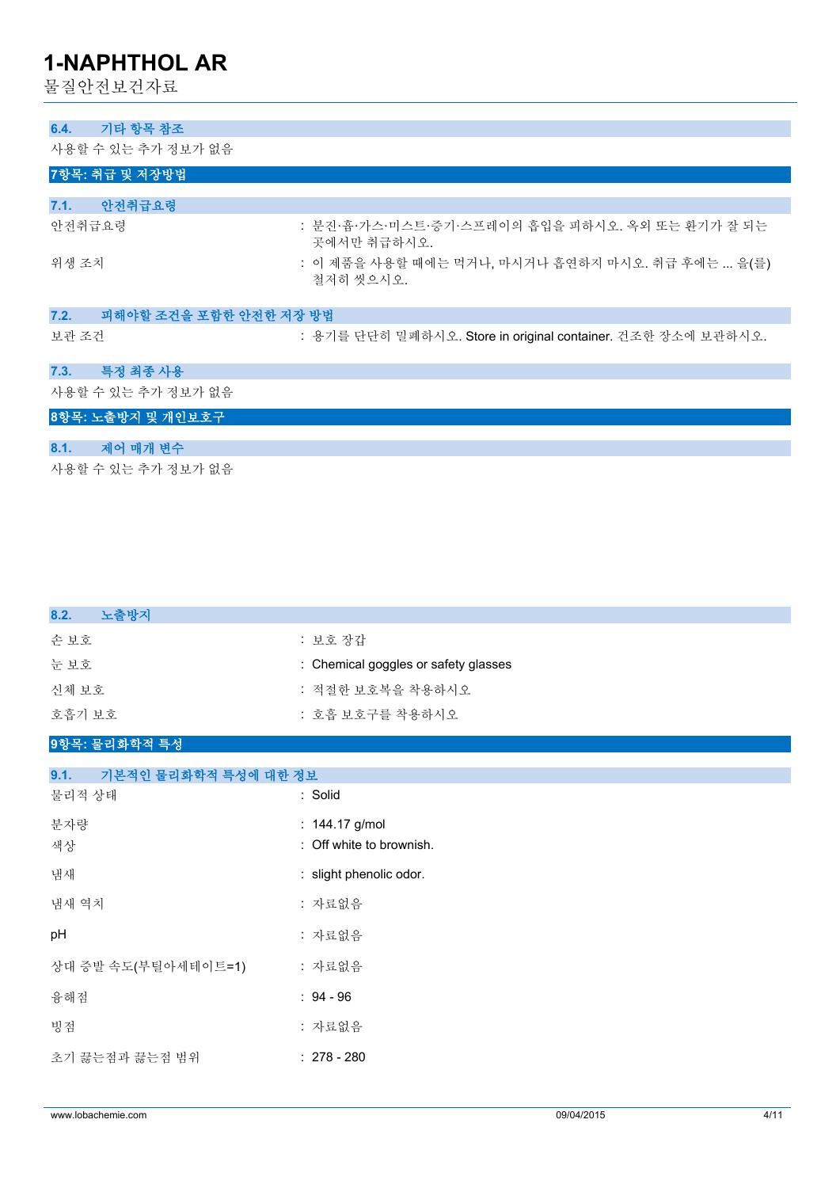### 6.4. 기타 항목 참조

사용할 수 있는 추가 정보가 없음

## 7항목: 취급 및 저장방법

### 7.1. 안전취급요령

| | |
|---|---|
| 안전취급요령 | : 분진·흄·가스·미스트·증기·스프레이의 흡입을 피하시오. 옥외 또는 환기가 잘 되는 곳에서만 취급하시오. |
| 위생 조치 | : 이 제품을 사용할 때에는 먹거나, 마시거나 흡연하지 마시오. 취급 후에는 ... 을(를) 철저히 씻으시오. |

### 7.2. 피해야할 조건을 포함한 안전한 저장 방법

| | |
|---|---|
| 보관 조건 | : 용기를 단단히 밀폐하시오. Store in original container. 건조한 장소에 보관하시오. |

### 7.3. 특정 최종 사용

사용할 수 있는 추가 정보가 없음

## 8항목: 노출방지 및 개인보호구

### 8.1. 제어 매개 변수

사용할 수 있는 추가 정보가 없음

### 8.2. 노출방지

| | |
|---|---|
| 손 보호 | : 보호 장갑 |
| 눈 보호 | : Chemical goggles or safety glasses |
| 신체 보호 | : 적절한 보호복을 착용하시오 |
| 호흡기 보호 | : 호흡 보호구를 착용하시오 |

## 9항목: 물리화학적 특성

### 9.1. 기본적인 물리화학적 특성에 대한 정보

| | |
|---|---|
| 물리적 상태 | : Solid |
| 분자량 | : 144.17 g/mol |
| 색상 | : Off white to brownish. |
| 냄새 | : slight phenolic odor. |
| 냄새 역치 | : 자료없음 |
| pH | : 자료없음 |
| 상대 증발 속도(부틸아세테이트=1) | : 자료없음 |
| 융해점 | : 94 - 96 |
| 빙점 | : 자료없음 |
| 초기 끓는점과 끓는점 범위 | : 278 - 280 |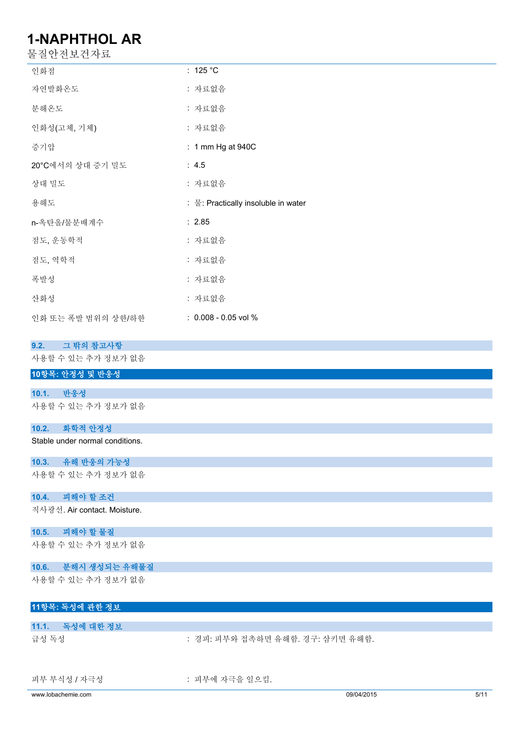| | |
|---|---|
| 인화점 | : 125 °C |
| 자연발화온도 | : 자료없음 |
| 분해온도 | : 자료없음 |
| 인화성(고체, 기체) | : 자료없음 |
| 증기압 | : 1 mm Hg at 940C |
| 20°C에서의 상대 증기 밀도 | : 4.5 |
| 상대 밀도 | : 자료없음 |
| 용해도 | : 물: Practically insoluble in water |
| n-옥탄올/물분배계수 | : 2.85 |
| 점도, 운동학적 | : 자료없음 |
| 점도, 역학적 | : 자료없음 |
| 폭발성 | : 자료없음 |
| 산화성 | : 자료없음 |
| 인화 또는 폭발 범위의 상한/하한 | : 0.008 - 0.05 vol % |

### 9.2. 그 밖의 참고사항

사용할 수 있는 추가 정보가 없음

## 10항목: 안정성 및 반응성

### 10.1. 반응성

사용할 수 있는 추가 정보가 없음

### 10.2. 화학적 안정성

Stable under normal conditions.

### 10.3. 유해 반응의 가능성

사용할 수 있는 추가 정보가 없음

### 10.4. 피해야 할 조건

직사광선. Air contact. Moisture.

### 10.5. 피해야 할 물질

사용할 수 있는 추가 정보가 없음

### 10.6. 분해시 생성되는 유해물질

사용할 수 있는 추가 정보가 없음

## 11항목: 독성에 관한 정보

### 11.1. 독성에 대한 정보

| | |
|---|---|
| 급성 독성 | : 경피: 피부와 접촉하면 유해함. 경구: 삼키면 유해함. |
| 피부 부식성 / 자극성 | : 피부에 자극을 일으킴. |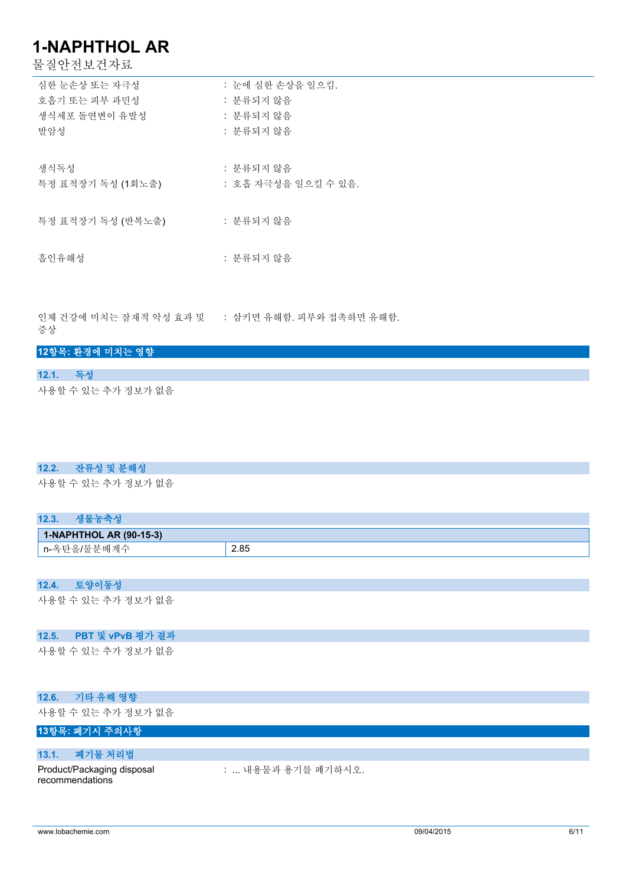심한 눈손상 또는 자극성 : 눈에 심한 손상을 일으킴.
호흡기 또는 피부 과민성 : 분류되지 않음
생식세포 돌연변이 유발성 : 분류되지 않음
발암성 : 분류되지 않음

생식독성 : 분류되지 않음
특정 표적장기 독성 (1회노출) : 호흡 자극성을 일으킬 수 있음.

특정 표적장기 독성 (반복노출) : 분류되지 않음

흡인유해성 : 분류되지 않음

인체 건강에 미치는 잠재적 악성 효과 및 증상 : 삼키면 유해함. 피부와 접촉하면 유해함.

## 12항목: 환경에 미치는 영향

### 12.1. 독성

사용할 수 있는 추가 정보가 없음

### 12.2. 잔류성 및 분해성

사용할 수 있는 추가 정보가 없음

### 12.3. 생물농축성

| 1-NAPHTHOL AR (90-15-3) | |
|---|---|
| n-옥탄올/물분배계수 | 2.85 |

### 12.4. 토양이동성

사용할 수 있는 추가 정보가 없음

### 12.5. PBT 및 vPvB 평가 결과

사용할 수 있는 추가 정보가 없음

### 12.6. 기타 유해 영향

사용할 수 있는 추가 정보가 없음

## 13항목: 폐기시 주의사항

### 13.1. 폐기물 처리법

Product/Packaging disposal recommendations : ... 내용물과 용기를 폐기하시오.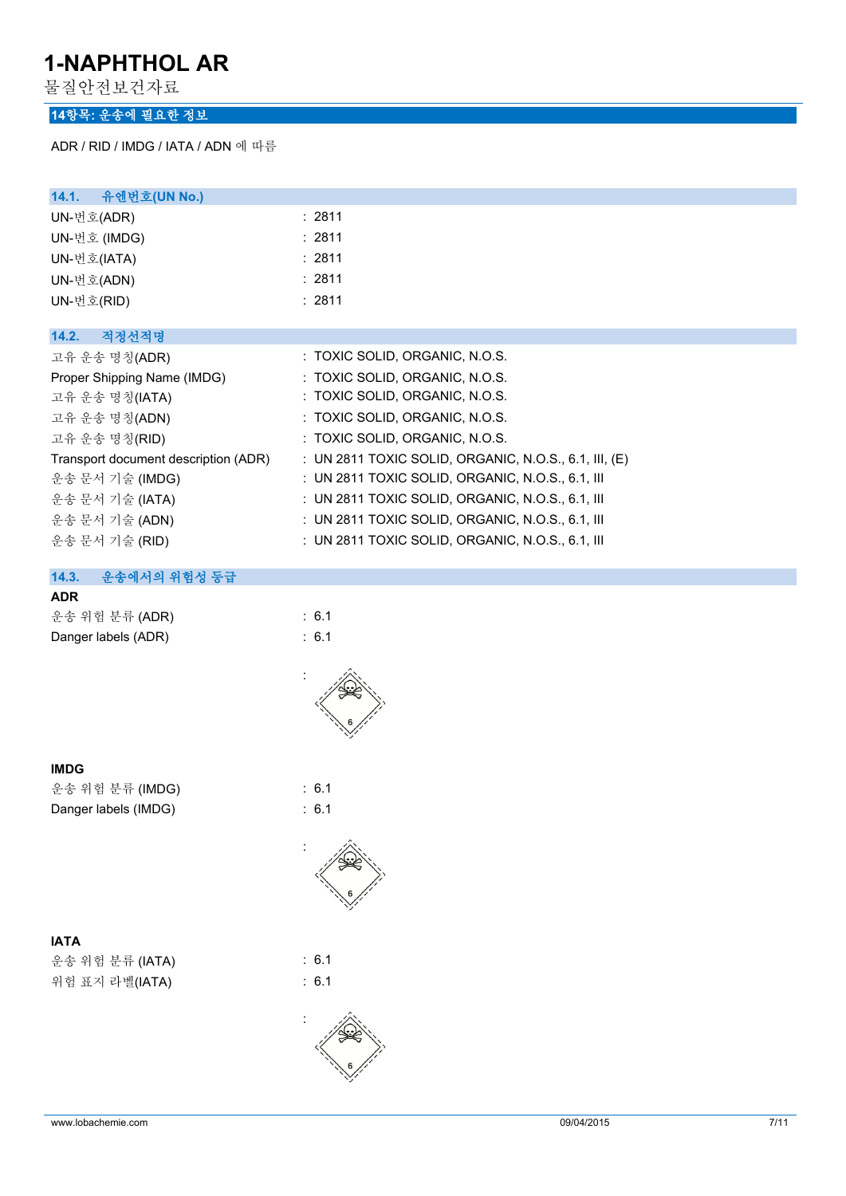## 14항목: 운송에 필요한 정보

ADR / RID / IMDG / IATA / ADN 에 따름

### 14.1. 유엔번호(UN No.)

| | |
|---|---|
| UN-번호(ADR) | : 2811 |
| UN-번호 (IMDG) | : 2811 |
| UN-번호(IATA) | : 2811 |
| UN-번호(ADN) | : 2811 |
| UN-번호(RID) | : 2811 |

### 14.2. 적정선적명

| | |
|---|---|
| 고유 운송 명칭(ADR) | : TOXIC SOLID, ORGANIC, N.O.S. |
| Proper Shipping Name (IMDG) | : TOXIC SOLID, ORGANIC, N.O.S. |
| 고유 운송 명칭(IATA) | : TOXIC SOLID, ORGANIC, N.O.S. |
| 고유 운송 명칭(ADN) | : TOXIC SOLID, ORGANIC, N.O.S. |
| 고유 운송 명칭(RID) | : TOXIC SOLID, ORGANIC, N.O.S. |
| Transport document description (ADR) | : UN 2811 TOXIC SOLID, ORGANIC, N.O.S., 6.1, III, (E) |
| 운송 문서 기술 (IMDG) | : UN 2811 TOXIC SOLID, ORGANIC, N.O.S., 6.1, III |
| 운송 문서 기술 (IATA) | : UN 2811 TOXIC SOLID, ORGANIC, N.O.S., 6.1, III |
| 운송 문서 기술 (ADN) | : UN 2811 TOXIC SOLID, ORGANIC, N.O.S., 6.1, III |
| 운송 문서 기술 (RID) | : UN 2811 TOXIC SOLID, ORGANIC, N.O.S., 6.1, III |

### 14.3. 운송에서의 위험성 등급

**ADR**

| | |
|---|---|
| 운송 위험 분류 (ADR) | : 6.1 |
| Danger labels (ADR) | : 6.1 |

**IMDG**

| | |
|---|---|
| 운송 위험 분류 (IMDG) | : 6.1 |
| Danger labels (IMDG) | : 6.1 |

**IATA**

| | |
|---|---|
| 운송 위험 분류 (IATA) | : 6.1 |
| 위험 표지 라벨(IATA) | : 6.1 |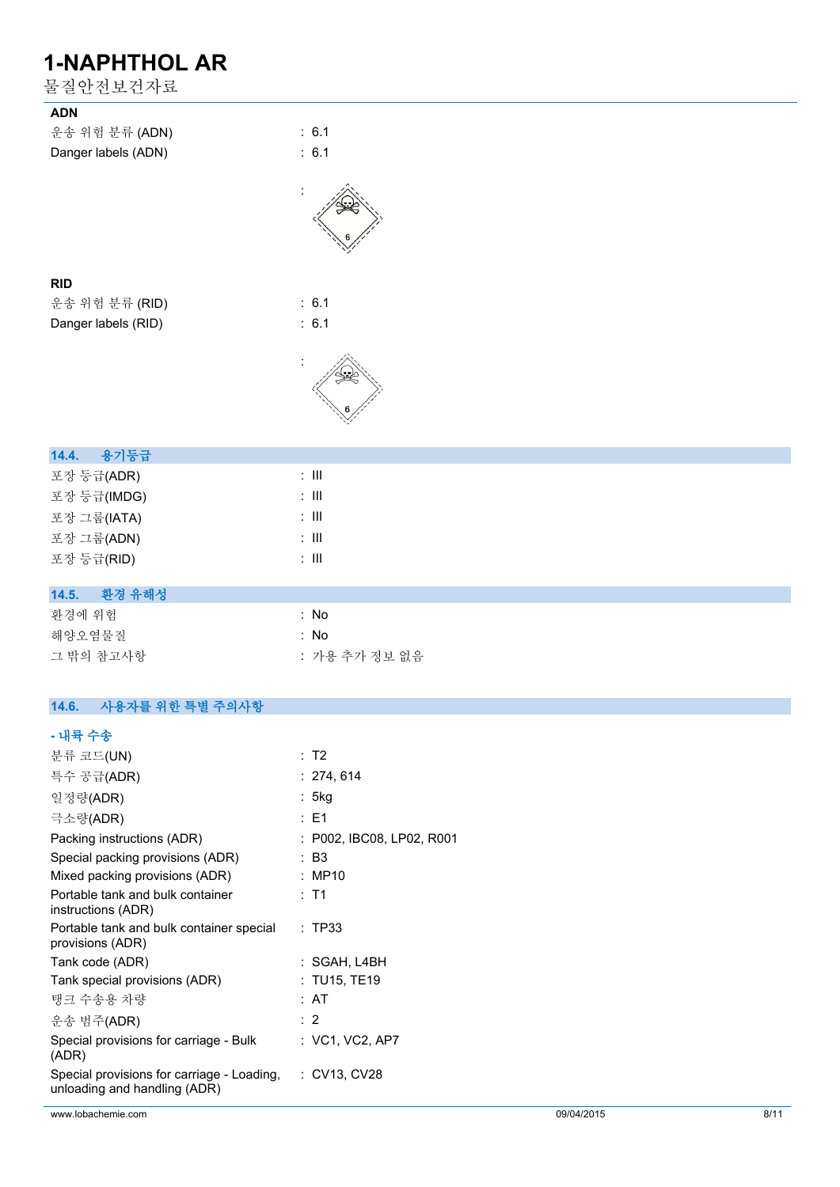**ADN**

| | |
|---|---|
| 운송 위험 분류 (ADN) | : 6.1 |
| Danger labels (ADN) | : 6.1 |
| | : |

**RID**

| | |
|---|---|
| 운송 위험 분류 (RID) | : 6.1 |
| Danger labels (RID) | : 6.1 |
| | : |

## 14.4. 용기등급

| | |
|---|---|
| 포장 등급(ADR) | : III |
| 포장 등급(IMDG) | : III |
| 포장 그룹(IATA) | : III |
| 포장 그룹(ADN) | : III |
| 포장 등급(RID) | : III |

## 14.5. 환경 유해성

| | |
|---|---|
| 환경에 위험 | : No |
| 해양오염물질 | : No |
| 그 밖의 참고사항 | : 가용 추가 정보 없음 |

## 14.6. 사용자를 위한 특별 주의사항

**- 내륙 수송**

| | |
|---|---|
| 분류 코드(UN) | : T2 |
| 특수 공급(ADR) | : 274, 614 |
| 일정량(ADR) | : 5kg |
| 극소량(ADR) | : E1 |
| Packing instructions (ADR) | : P002, IBC08, LP02, R001 |
| Special packing provisions (ADR) | : B3 |
| Mixed packing provisions (ADR) | : MP10 |
| Portable tank and bulk container instructions (ADR) | : T1 |
| Portable tank and bulk container special provisions (ADR) | : TP33 |
| Tank code (ADR) | : SGAH, L4BH |
| Tank special provisions (ADR) | : TU15, TE19 |
| 탱크 수송용 차량 | : AT |
| 운송 범주(ADR) | : 2 |
| Special provisions for carriage - Bulk (ADR) | : VC1, VC2, AP7 |
| Special provisions for carriage - Loading, unloading and handling (ADR) | : CV13, CV28 |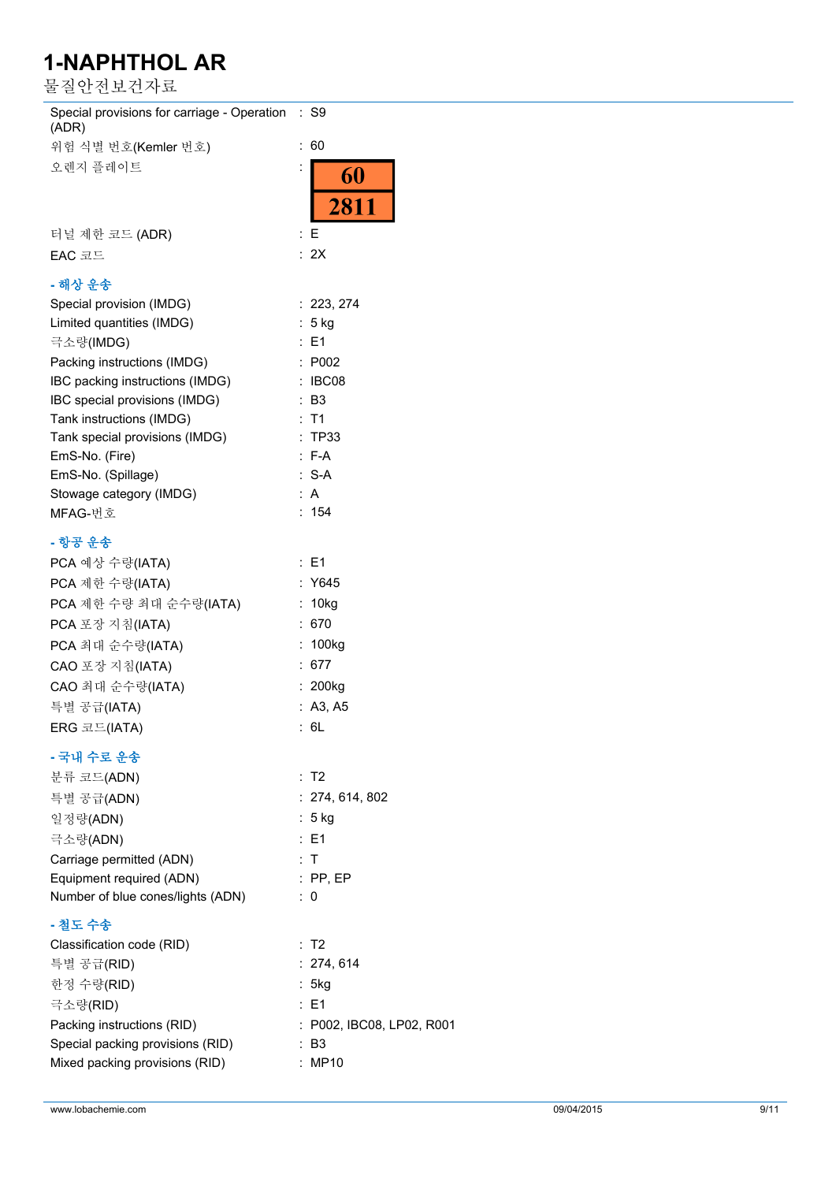| | | |
|---|---|---|
| Special provisions for carriage - Operation (ADR) | : | S9 |
| 위험 식별 번호(Kemler 번호) | : | 60 |
| 오렌지 플레이트 | : | 60 / 2811 |
| 터널 제한 코드 (ADR) | : | E |
| EAC 코드 | : | 2X |

**- 해상 운송**

| | | |
|---|---|---|
| Special provision (IMDG) | : | 223, 274 |
| Limited quantities (IMDG) | : | 5 kg |
| 극소량(IMDG) | : | E1 |
| Packing instructions (IMDG) | : | P002 |
| IBC packing instructions (IMDG) | : | IBC08 |
| IBC special provisions (IMDG) | : | B3 |
| Tank instructions (IMDG) | : | T1 |
| Tank special provisions (IMDG) | : | TP33 |
| EmS-No. (Fire) | : | F-A |
| EmS-No. (Spillage) | : | S-A |
| Stowage category (IMDG) | : | A |
| MFAG-번호 | : | 154 |

**- 항공 운송**

| | | |
|---|---|---|
| PCA 예상 수량(IATA) | : | E1 |
| PCA 제한 수량(IATA) | : | Y645 |
| PCA 제한 수량 최대 순수량(IATA) | : | 10kg |
| PCA 포장 지침(IATA) | : | 670 |
| PCA 최대 순수량(IATA) | : | 100kg |
| CAO 포장 지침(IATA) | : | 677 |
| CAO 최대 순수량(IATA) | : | 200kg |
| 특별 공급(IATA) | : | A3, A5 |
| ERG 코드(IATA) | : | 6L |

**- 국내 수로 운송**

| | | |
|---|---|---|
| 분류 코드(ADN) | : | T2 |
| 특별 공급(ADN) | : | 274, 614, 802 |
| 일정량(ADN) | : | 5 kg |
| 극소량(ADN) | : | E1 |
| Carriage permitted (ADN) | : | T |
| Equipment required (ADN) | : | PP, EP |
| Number of blue cones/lights (ADN) | : | 0 |

**- 철도 수송**

| | | |
|---|---|---|
| Classification code (RID) | : | T2 |
| 특별 공급(RID) | : | 274, 614 |
| 한정 수량(RID) | : | 5kg |
| 극소량(RID) | : | E1 |
| Packing instructions (RID) | : | P002, IBC08, LP02, R001 |
| Special packing provisions (RID) | : | B3 |
| Mixed packing provisions (RID) | : | MP10 |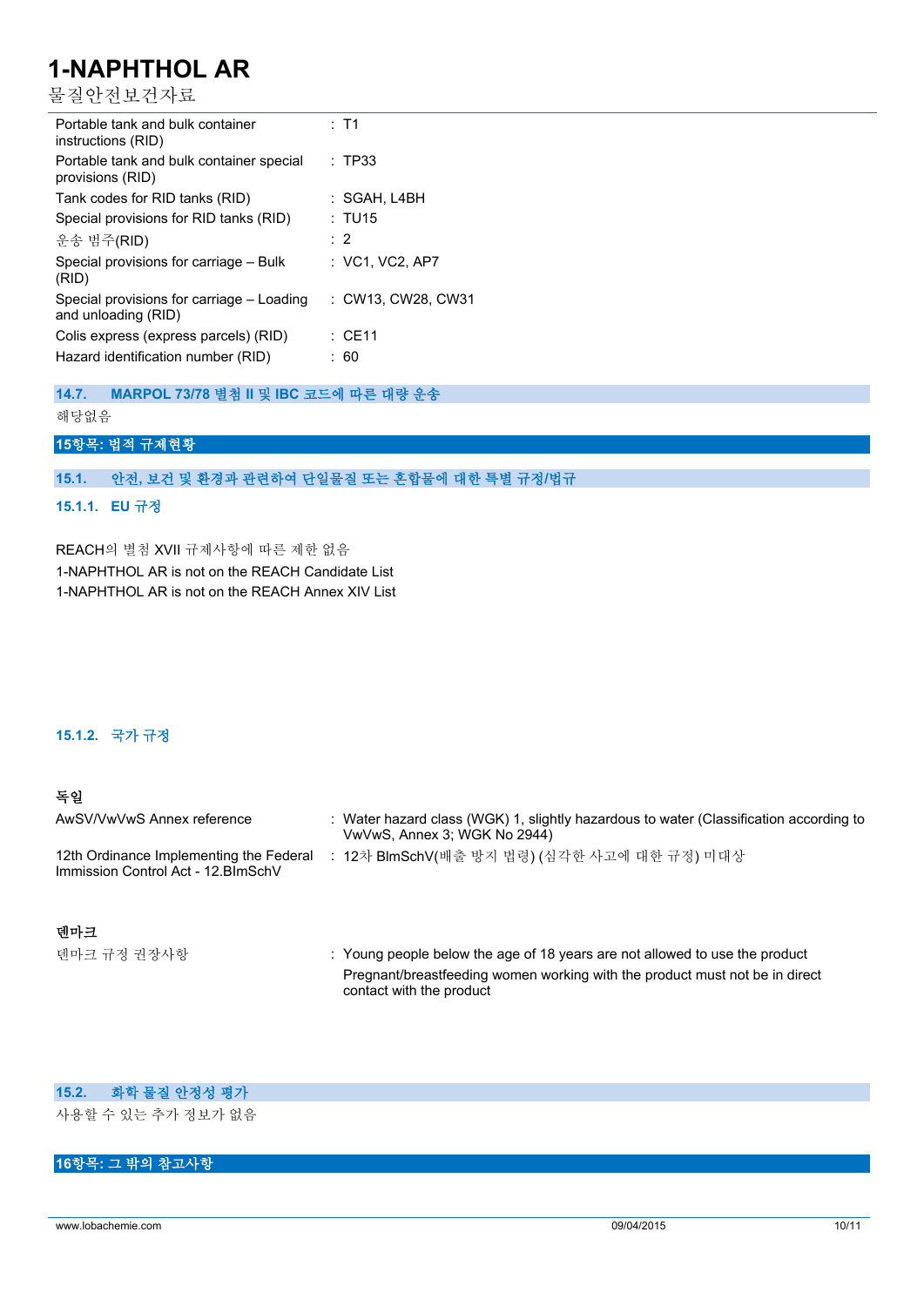| | |
|---|---|
| Portable tank and bulk container instructions (RID) | : T1 |
| Portable tank and bulk container special provisions (RID) | : TP33 |
| Tank codes for RID tanks (RID) | : SGAH, L4BH |
| Special provisions for RID tanks (RID) | : TU15 |
| 운송 범주(RID) | : 2 |
| Special provisions for carriage – Bulk (RID) | : VC1, VC2, AP7 |
| Special provisions for carriage – Loading and unloading (RID) | : CW13, CW28, CW31 |
| Colis express (express parcels) (RID) | : CE11 |
| Hazard identification number (RID) | : 60 |

### 14.7. MARPOL 73/78 별첨 II 및 IBC 코드에 따른 대량 운송

해당없음

## 15항목: 법적 규제현황

### 15.1. 안전, 보건 및 환경과 관련하여 단일물질 또는 혼합물에 대한 특별 규정/법규

#### 15.1.1. EU 규정

REACH의 별첨 XVII 규제사항에 따른 제한 없음

1-NAPHTHOL AR is not on the REACH Candidate List

1-NAPHTHOL AR is not on the REACH Annex XIV List

#### 15.1.2. 국가 규정

**독일**

| | |
|---|---|
| AwSV/VwVwS Annex reference | : Water hazard class (WGK) 1, slightly hazardous to water (Classification according to VwVwS, Annex 3; WGK No 2944) |
| 12th Ordinance Implementing the Federal Immission Control Act - 12.BImSchV | : 12차 BImSchV(배출 방지 법령) (심각한 사고에 대한 규정) 미대상 |

**덴마크**

| | |
|---|---|
| 덴마크 규정 권장사항 | : Young people below the age of 18 years are not allowed to use the product<br>Pregnant/breastfeeding women working with the product must not be in direct contact with the product |

### 15.2. 화학 물질 안정성 평가

사용할 수 있는 추가 정보가 없음

## 16항목: 그 밖의 참고사항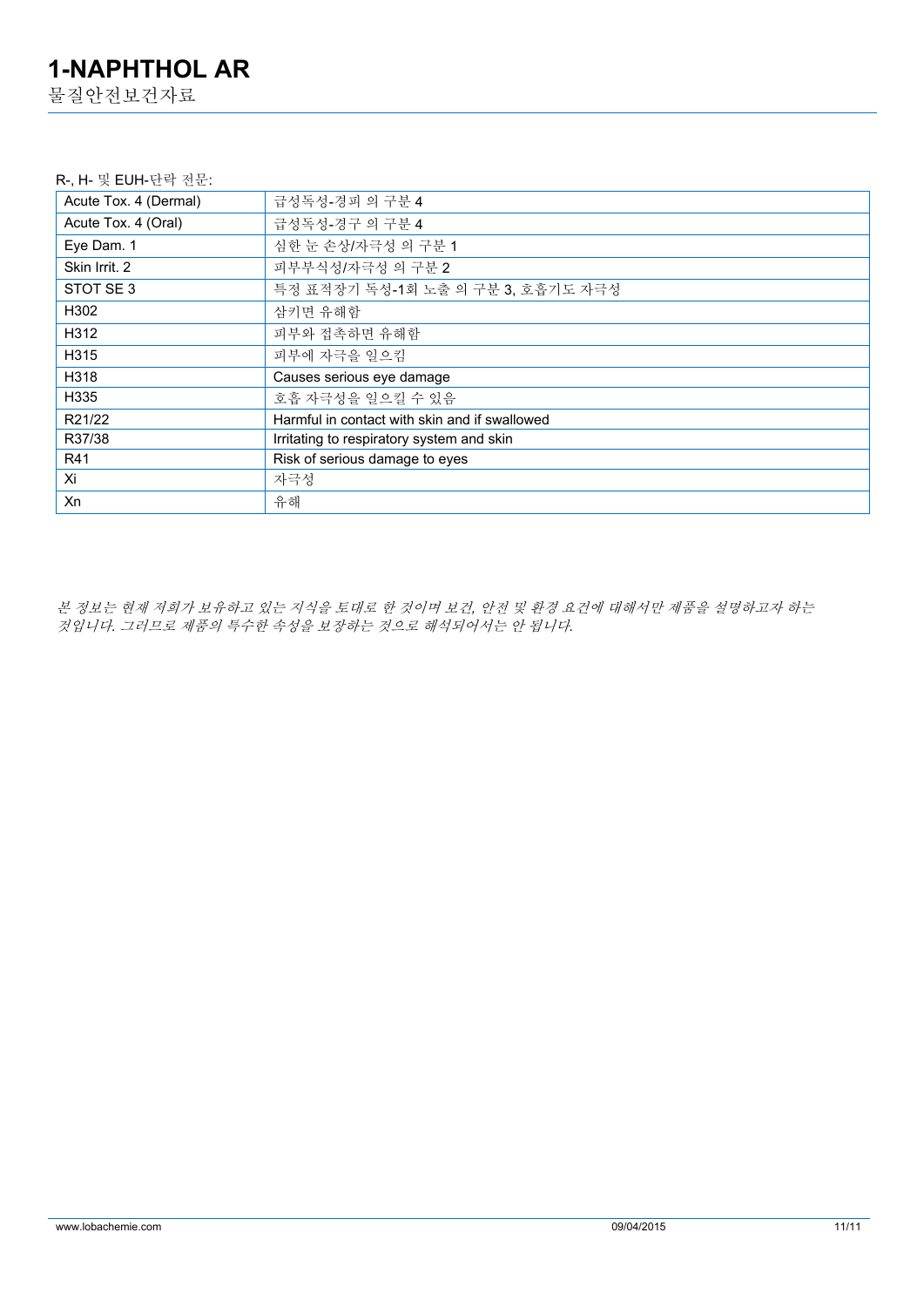R-, H- 및 EUH-단락 전문:

| | |
|---|---|
| Acute Tox. 4 (Dermal) | 급성독성-경피 의 구분 4 |
| Acute Tox. 4 (Oral) | 급성독성-경구 의 구분 4 |
| Eye Dam. 1 | 심한 눈 손상/자극성 의 구분 1 |
| Skin Irrit. 2 | 피부부식성/자극성 의 구분 2 |
| STOT SE 3 | 특정 표적장기 독성-1회 노출 의 구분 3, 호흡기도 자극성 |
| H302 | 삼키면 유해함 |
| H312 | 피부와 접촉하면 유해함 |
| H315 | 피부에 자극을 일으킴 |
| H318 | Causes serious eye damage |
| H335 | 호흡 자극성을 일으킬 수 있음 |
| R21/22 | Harmful in contact with skin and if swallowed |
| R37/38 | Irritating to respiratory system and skin |
| R41 | Risk of serious damage to eyes |
| Xi | 자극성 |
| Xn | 유해 |

*본 정보는 현재 저희가 보유하고 있는 지식을 토대로 한 것이며 보건, 안전 및 환경 요건에 대해서만 제품을 설명하고자 하는 것입니다. 그러므로 제품의 특수한 속성을 보장하는 것으로 해석되어서는 안 됩니다.*